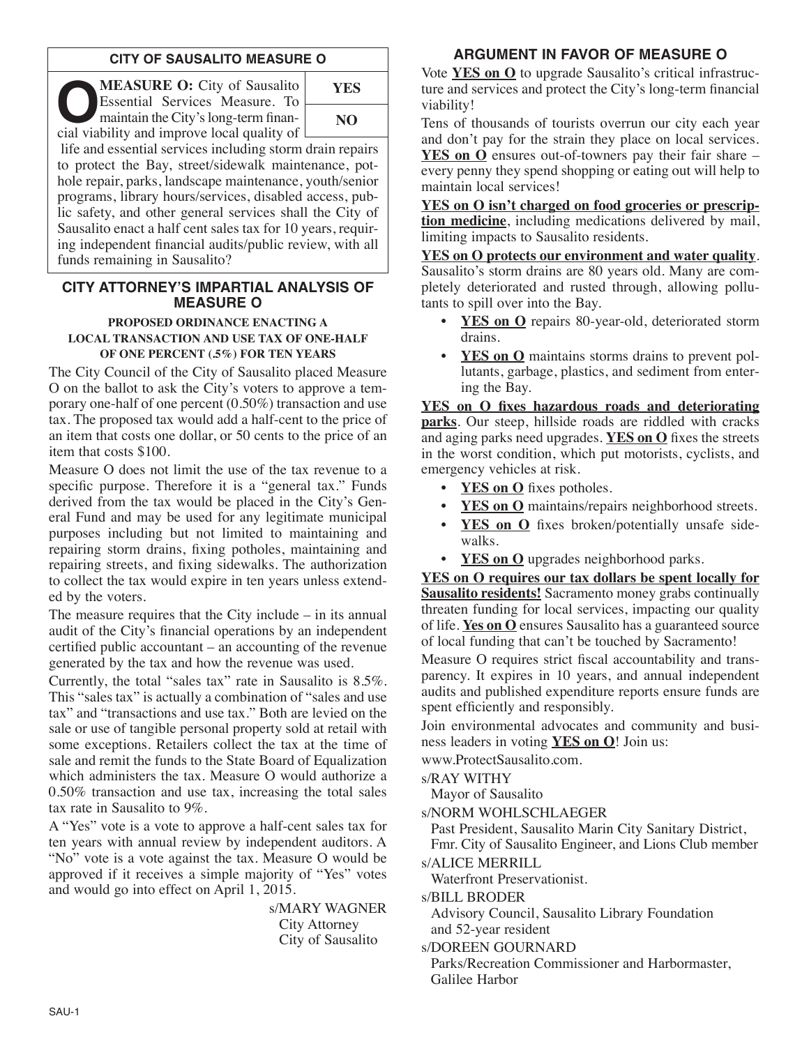## CITY OF SAUSALITO MEASURE O

**MEASURE O:** City of Sausalito Essential Services Measure. To maintain the City's long-term financial viability and improve local quality of life and essential services including storm drain repairs to protect the Bay, street/sidewalk maintenance, pothole repair, parks, landscape maintenance, youth/senior programs, library hours/services, disabled access, public safety, and other general services shall the City of Sausalito enact a half cent sales tax for 10 years, requiring independent financial audits/public review, with all funds remaining in Sausalito?

| YES |
|---|
| NO |

## CITY ATTORNEY'S IMPARTIAL ANALYSIS OF MEASURE O

**PROPOSED ORDINANCE ENACTING A LOCAL TRANSACTION AND USE TAX OF ONE-HALF OF ONE PERCENT (.5%) FOR TEN YEARS**

The City Council of the City of Sausalito placed Measure O on the ballot to ask the City's voters to approve a temporary one-half of one percent (0.50%) transaction and use tax. The proposed tax would add a half-cent to the price of an item that costs one dollar, or 50 cents to the price of an item that costs $100.

Measure O does not limit the use of the tax revenue to a specific purpose. Therefore it is a "general tax." Funds derived from the tax would be placed in the City's General Fund and may be used for any legitimate municipal purposes including but not limited to maintaining and repairing storm drains, fixing potholes, maintaining and repairing streets, and fixing sidewalks. The authorization to collect the tax would expire in ten years unless extended by the voters.

The measure requires that the City include – in its annual audit of the City's financial operations by an independent certified public accountant – an accounting of the revenue generated by the tax and how the revenue was used.

Currently, the total "sales tax" rate in Sausalito is 8.5%. This "sales tax" is actually a combination of "sales and use tax" and "transactions and use tax." Both are levied on the sale or use of tangible personal property sold at retail with some exceptions. Retailers collect the tax at the time of sale and remit the funds to the State Board of Equalization which administers the tax. Measure O would authorize a 0.50% transaction and use tax, increasing the total sales tax rate in Sausalito to 9%.

A "Yes" vote is a vote to approve a half-cent sales tax for ten years with annual review by independent auditors. A "No" vote is a vote against the tax. Measure O would be approved if it receives a simple majority of "Yes" votes and would go into effect on April 1, 2015.

s/MARY WAGNER
City Attorney
City of Sausalito

## ARGUMENT IN FAVOR OF MEASURE O

Vote **YES on O** to upgrade Sausalito's critical infrastructure and services and protect the City's long-term financial viability!

Tens of thousands of tourists overrun our city each year and don't pay for the strain they place on local services. **YES on O** ensures out-of-towners pay their fair share – every penny they spend shopping or eating out will help to maintain local services!

**YES on O isn't charged on food groceries or prescription medicine**, including medications delivered by mail, limiting impacts to Sausalito residents.

**YES on O protects our environment and water quality**. Sausalito's storm drains are 80 years old. Many are completely deteriorated and rusted through, allowing pollutants to spill over into the Bay.

- **YES on O** repairs 80-year-old, deteriorated storm drains.
- **YES on O** maintains storms drains to prevent pollutants, garbage, plastics, and sediment from entering the Bay.

**YES on O fixes hazardous roads and deteriorating parks**. Our steep, hillside roads are riddled with cracks and aging parks need upgrades. **YES on O** fixes the streets in the worst condition, which put motorists, cyclists, and emergency vehicles at risk.

- **YES on O** fixes potholes.
- **YES on O** maintains/repairs neighborhood streets.
- **YES on O** fixes broken/potentially unsafe sidewalks.
- **YES on O** upgrades neighborhood parks.

**YES on O requires our tax dollars be spent locally for Sausalito residents!** Sacramento money grabs continually threaten funding for local services, impacting our quality of life. **Yes on O** ensures Sausalito has a guaranteed source of local funding that can't be touched by Sacramento!

Measure O requires strict fiscal accountability and transparency. It expires in 10 years, and annual independent audits and published expenditure reports ensure funds are spent efficiently and responsibly.

Join environmental advocates and community and business leaders in voting **YES on O**! Join us: www.ProtectSausalito.com.

s/RAY WITHY
Mayor of Sausalito

s/NORM WOHLSCHLAEGER
Past President, Sausalito Marin City Sanitary District, Fmr. City of Sausalito Engineer, and Lions Club member

s/ALICE MERRILL
Waterfront Preservationist.

s/BILL BRODER
Advisory Council, Sausalito Library Foundation and 52-year resident

s/DOREEN GOURNARD
Parks/Recreation Commissioner and Harbormaster, Galilee Harbor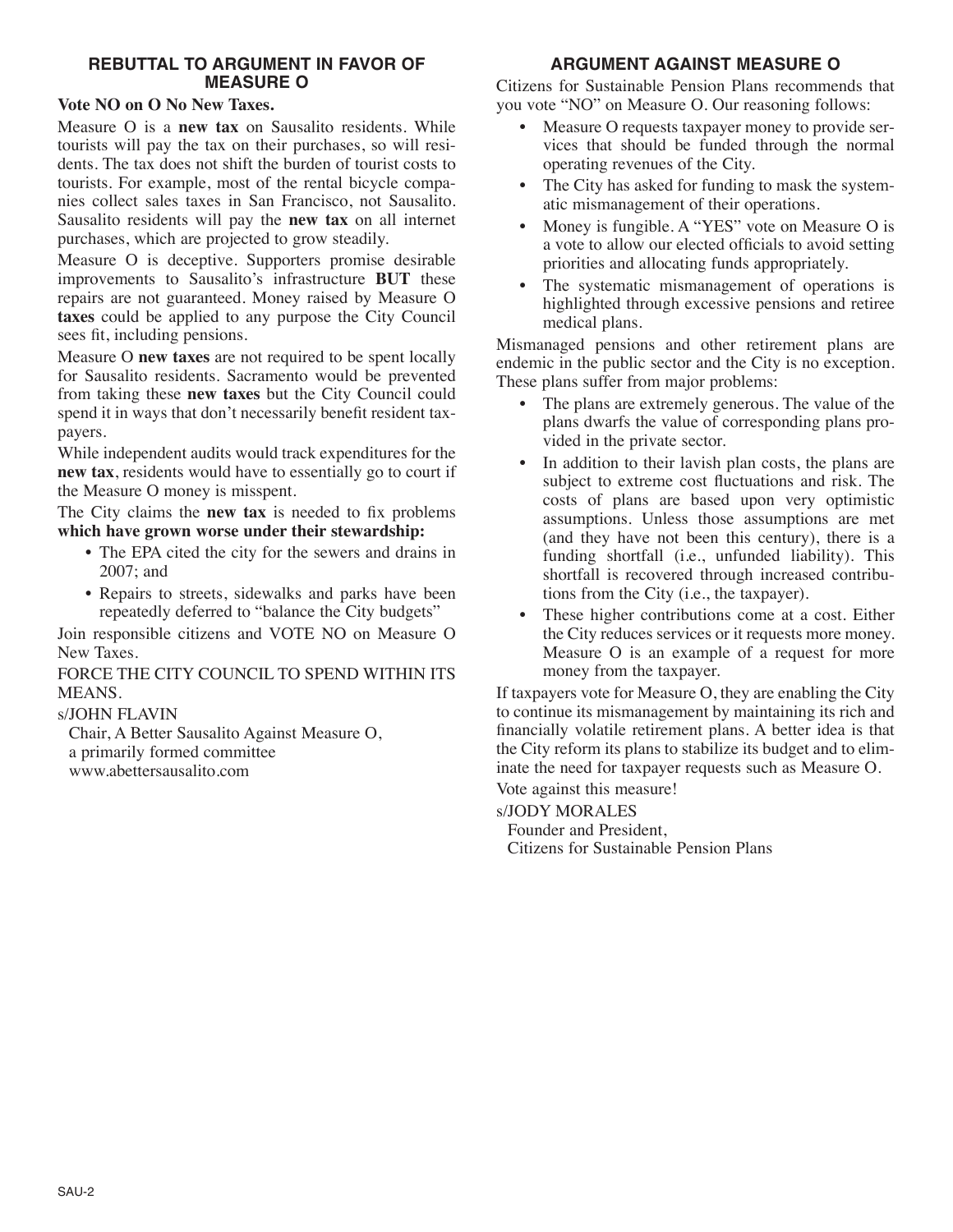## REBUTTAL TO ARGUMENT IN FAVOR OF MEASURE O

**Vote NO on O No New Taxes.**

Measure O is a **new tax** on Sausalito residents. While tourists will pay the tax on their purchases, so will residents. The tax does not shift the burden of tourist costs to tourists. For example, most of the rental bicycle companies collect sales taxes in San Francisco, not Sausalito. Sausalito residents will pay the **new tax** on all internet purchases, which are projected to grow steadily.

Measure O is deceptive. Supporters promise desirable improvements to Sausalito's infrastructure **BUT** these repairs are not guaranteed. Money raised by Measure O **taxes** could be applied to any purpose the City Council sees fit, including pensions.

Measure O **new taxes** are not required to be spent locally for Sausalito residents. Sacramento would be prevented from taking these **new taxes** but the City Council could spend it in ways that don't necessarily benefit resident taxpayers.

While independent audits would track expenditures for the **new tax**, residents would have to essentially go to court if the Measure O money is misspent.

The City claims the **new tax** is needed to fix problems **which have grown worse under their stewardship:**

- The EPA cited the city for the sewers and drains in 2007; and
- Repairs to streets, sidewalks and parks have been repeatedly deferred to "balance the City budgets"

Join responsible citizens and VOTE NO on Measure O New Taxes.

FORCE THE CITY COUNCIL TO SPEND WITHIN ITS MEANS.

s/JOHN FLAVIN
Chair, A Better Sausalito Against Measure O,
a primarily formed committee
www.abettersausalito.com

## ARGUMENT AGAINST MEASURE O

Citizens for Sustainable Pension Plans recommends that you vote "NO" on Measure O. Our reasoning follows:

- Measure O requests taxpayer money to provide services that should be funded through the normal operating revenues of the City.
- The City has asked for funding to mask the systematic mismanagement of their operations.
- Money is fungible. A "YES" vote on Measure O is a vote to allow our elected officials to avoid setting priorities and allocating funds appropriately.
- The systematic mismanagement of operations is highlighted through excessive pensions and retiree medical plans.

Mismanaged pensions and other retirement plans are endemic in the public sector and the City is no exception. These plans suffer from major problems:

- The plans are extremely generous. The value of the plans dwarfs the value of corresponding plans provided in the private sector.
- In addition to their lavish plan costs, the plans are subject to extreme cost fluctuations and risk. The costs of plans are based upon very optimistic assumptions. Unless those assumptions are met (and they have not been this century), there is a funding shortfall (i.e., unfunded liability). This shortfall is recovered through increased contributions from the City (i.e., the taxpayer).
- These higher contributions come at a cost. Either the City reduces services or it requests more money. Measure O is an example of a request for more money from the taxpayer.

If taxpayers vote for Measure O, they are enabling the City to continue its mismanagement by maintaining its rich and financially volatile retirement plans. A better idea is that the City reform its plans to stabilize its budget and to eliminate the need for taxpayer requests such as Measure O.

Vote against this measure!

s/JODY MORALES
Founder and President,
Citizens for Sustainable Pension Plans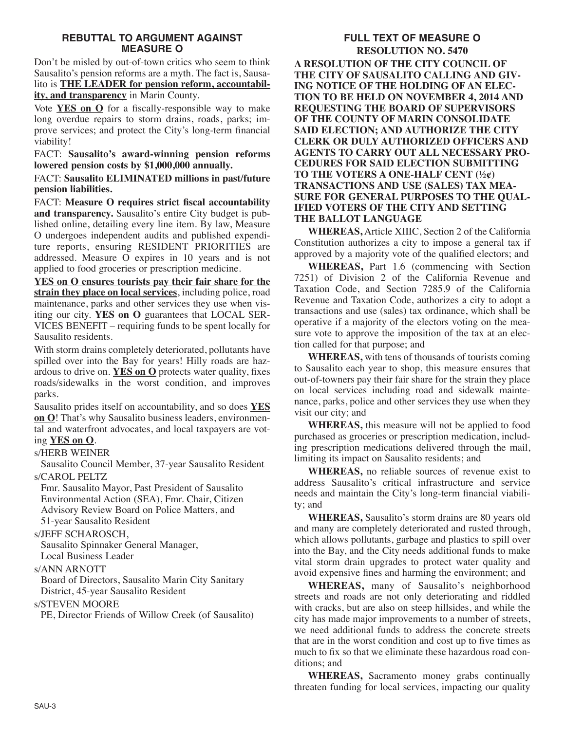## REBUTTAL TO ARGUMENT AGAINST MEASURE O

Don't be misled by out-of-town critics who seem to think Sausalito's pension reforms are a myth. The fact is, Sausalito is **THE LEADER for pension reform, accountability, and transparency** in Marin County.

Vote **YES on O** for a fiscally-responsible way to make long overdue repairs to storm drains, roads, parks; improve services; and protect the City's long-term financial viability!

FACT: **Sausalito's award-winning pension reforms lowered pension costs by $1,000,000 annually.**

FACT: **Sausalito ELIMINATED millions in past/future pension liabilities.**

FACT: **Measure O requires strict fiscal accountability and transparency.** Sausalito's entire City budget is published online, detailing every line item. By law, Measure O undergoes independent audits and published expenditure reports, ensuring RESIDENT PRIORITIES are addressed. Measure O expires in 10 years and is not applied to food groceries or prescription medicine.

**YES on O ensures tourists pay their fair share for the strain they place on local services**, including police, road maintenance, parks and other services they use when visiting our city. **YES on O** guarantees that LOCAL SERVICES BENEFIT – requiring funds to be spent locally for Sausalito residents.

With storm drains completely deteriorated, pollutants have spilled over into the Bay for years! Hilly roads are hazardous to drive on. **YES on O** protects water quality, fixes roads/sidewalks in the worst condition, and improves parks.

Sausalito prides itself on accountability, and so does **YES on O**! That's why Sausalito business leaders, environmental and waterfront advocates, and local taxpayers are voting **YES on O**.

s/HERB WEINER
Sausalito Council Member, 37-year Sausalito Resident

s/CAROL PELTZ
Fmr. Sausalito Mayor, Past President of Sausalito Environmental Action (SEA), Fmr. Chair, Citizen Advisory Review Board on Police Matters, and 51-year Sausalito Resident

s/JEFF SCHAROSCH,
Sausalito Spinnaker General Manager, Local Business Leader

s/ANN ARNOTT
Board of Directors, Sausalito Marin City Sanitary District, 45-year Sausalito Resident

s/STEVEN MOORE
PE, Director Friends of Willow Creek (of Sausalito)

## FULL TEXT OF MEASURE O

### RESOLUTION NO. 5470

**A RESOLUTION OF THE CITY COUNCIL OF THE CITY OF SAUSALITO CALLING AND GIVING NOTICE OF THE HOLDING OF AN ELECTION TO BE HELD ON NOVEMBER 4, 2014 AND REQUESTING THE BOARD OF SUPERVISORS OF THE COUNTY OF MARIN CONSOLIDATE SAID ELECTION; AND AUTHORIZE THE CITY CLERK OR DULY AUTHORIZED OFFICERS AND AGENTS TO CARRY OUT ALL NECESSARY PROCEDURES FOR SAID ELECTION SUBMITTING TO THE VOTERS A ONE-HALF CENT (½¢) TRANSACTIONS AND USE (SALES) TAX MEASURE FOR GENERAL PURPOSES TO THE QUALIFIED VOTERS OF THE CITY AND SETTING THE BALLOT LANGUAGE**

**WHEREAS,** Article XIIIC, Section 2 of the California Constitution authorizes a city to impose a general tax if approved by a majority vote of the qualified electors; and

**WHEREAS,** Part 1.6 (commencing with Section 7251) of Division 2 of the California Revenue and Taxation Code, and Section 7285.9 of the California Revenue and Taxation Code, authorizes a city to adopt a transactions and use (sales) tax ordinance, which shall be operative if a majority of the electors voting on the measure vote to approve the imposition of the tax at an election called for that purpose; and

**WHEREAS,** with tens of thousands of tourists coming to Sausalito each year to shop, this measure ensures that out-of-towners pay their fair share for the strain they place on local services including road and sidewalk maintenance, parks, police and other services they use when they visit our city; and

**WHEREAS,** this measure will not be applied to food purchased as groceries or prescription medication, including prescription medications delivered through the mail, limiting its impact on Sausalito residents; and

**WHEREAS,** no reliable sources of revenue exist to address Sausalito's critical infrastructure and service needs and maintain the City's long-term financial viability; and

**WHEREAS,** Sausalito's storm drains are 80 years old and many are completely deteriorated and rusted through, which allows pollutants, garbage and plastics to spill over into the Bay, and the City needs additional funds to make vital storm drain upgrades to protect water quality and avoid expensive fines and harming the environment; and

**WHEREAS,** many of Sausalito's neighborhood streets and roads are not only deteriorating and riddled with cracks, but are also on steep hillsides, and while the city has made major improvements to a number of streets, we need additional funds to address the concrete streets that are in the worst condition and cost up to five times as much to fix so that we eliminate these hazardous road conditions; and

**WHEREAS,** Sacramento money grabs continually threaten funding for local services, impacting our quality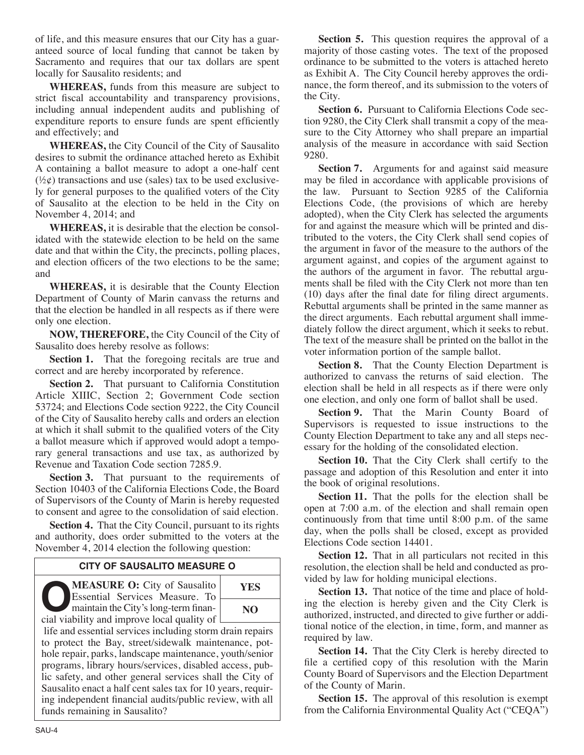of life, and this measure ensures that our City has a guaranteed source of local funding that cannot be taken by Sacramento and requires that our tax dollars are spent locally for Sausalito residents; and

**WHEREAS,** funds from this measure are subject to strict fiscal accountability and transparency provisions, including annual independent audits and publishing of expenditure reports to ensure funds are spent efficiently and effectively; and

**WHEREAS,** the City Council of the City of Sausalito desires to submit the ordinance attached hereto as Exhibit A containing a ballot measure to adopt a one-half cent (½¢) transactions and use (sales) tax to be used exclusively for general purposes to the qualified voters of the City of Sausalito at the election to be held in the City on November 4, 2014; and

**WHEREAS,** it is desirable that the election be consolidated with the statewide election to be held on the same date and that within the City, the precincts, polling places, and election officers of the two elections to be the same; and

**WHEREAS,** it is desirable that the County Election Department of County of Marin canvass the returns and that the election be handled in all respects as if there were only one election.

**NOW, THEREFORE,** the City Council of the City of Sausalito does hereby resolve as follows:

**Section 1.** That the foregoing recitals are true and correct and are hereby incorporated by reference.

**Section 2.** That pursuant to California Constitution Article XIIIC, Section 2; Government Code section 53724; and Elections Code section 9222, the City Council of the City of Sausalito hereby calls and orders an election at which it shall submit to the qualified voters of the City a ballot measure which if approved would adopt a temporary general transactions and use tax, as authorized by Revenue and Taxation Code section 7285.9.

**Section 3.** That pursuant to the requirements of Section 10403 of the California Elections Code, the Board of Supervisors of the County of Marin is hereby requested to consent and agree to the consolidation of said election.

**Section 4.** That the City Council, pursuant to its rights and authority, does order submitted to the voters at the November 4, 2014 election the following question:

| CITY OF SAUSALITO MEASURE O | |
|---|---|
| **MEASURE O:** City of Sausalito Essential Services Measure. To maintain the City's long-term financial viability and improve local quality of life and essential services including storm drain repairs to protect the Bay, street/sidewalk maintenance, pothole repair, parks, landscape maintenance, youth/senior programs, library hours/services, disabled access, public safety, and other general services shall the City of Sausalito enact a half cent sales tax for 10 years, requiring independent financial audits/public review, with all funds remaining in Sausalito? | **YES** / **NO** |

**Section 5.** This question requires the approval of a majority of those casting votes. The text of the proposed ordinance to be submitted to the voters is attached hereto as Exhibit A. The City Council hereby approves the ordinance, the form thereof, and its submission to the voters of the City.

**Section 6.** Pursuant to California Elections Code section 9280, the City Clerk shall transmit a copy of the measure to the City Attorney who shall prepare an impartial analysis of the measure in accordance with said Section 9280.

**Section 7.** Arguments for and against said measure may be filed in accordance with applicable provisions of the law. Pursuant to Section 9285 of the California Elections Code, (the provisions of which are hereby adopted), when the City Clerk has selected the arguments for and against the measure which will be printed and distributed to the voters, the City Clerk shall send copies of the argument in favor of the measure to the authors of the argument against, and copies of the argument against to the authors of the argument in favor. The rebuttal arguments shall be filed with the City Clerk not more than ten (10) days after the final date for filing direct arguments. Rebuttal arguments shall be printed in the same manner as the direct arguments. Each rebuttal argument shall immediately follow the direct argument, which it seeks to rebut. The text of the measure shall be printed on the ballot in the voter information portion of the sample ballot.

**Section 8.** That the County Election Department is authorized to canvass the returns of said election. The election shall be held in all respects as if there were only one election, and only one form of ballot shall be used.

**Section 9.** That the Marin County Board of Supervisors is requested to issue instructions to the County Election Department to take any and all steps necessary for the holding of the consolidated election.

**Section 10.** That the City Clerk shall certify to the passage and adoption of this Resolution and enter it into the book of original resolutions.

**Section 11.** That the polls for the election shall be open at 7:00 a.m. of the election and shall remain open continuously from that time until 8:00 p.m. of the same day, when the polls shall be closed, except as provided Elections Code section 14401.

**Section 12.** That in all particulars not recited in this resolution, the election shall be held and conducted as provided by law for holding municipal elections.

**Section 13.** That notice of the time and place of holding the election is hereby given and the City Clerk is authorized, instructed, and directed to give further or additional notice of the election, in time, form, and manner as required by law.

**Section 14.** That the City Clerk is hereby directed to file a certified copy of this resolution with the Marin County Board of Supervisors and the Election Department of the County of Marin.

**Section 15.** The approval of this resolution is exempt from the California Environmental Quality Act ("CEQA")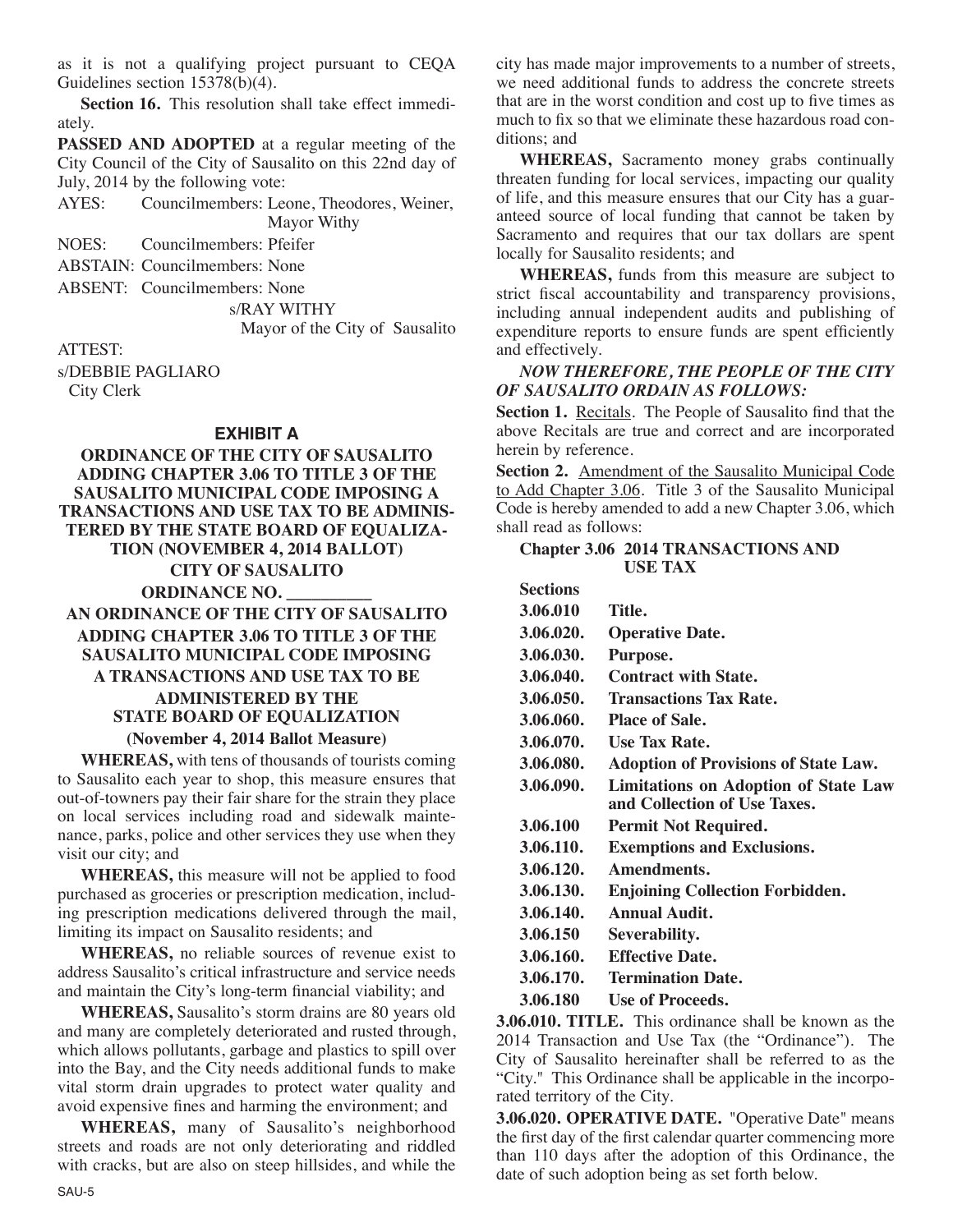as it is not a qualifying project pursuant to CEQA Guidelines section 15378(b)(4).

**Section 16.** This resolution shall take effect immediately.

**PASSED AND ADOPTED** at a regular meeting of the City Council of the City of Sausalito on this 22nd day of July, 2014 by the following vote:

AYES: Councilmembers: Leone, Theodores, Weiner, Mayor Withy

NOES: Councilmembers: Pfeifer

ABSTAIN: Councilmembers: None

ABSENT: Councilmembers: None

s/RAY WITHY
Mayor of the City of Sausalito

ATTEST:

s/DEBBIE PAGLIARO
City Clerk

## EXHIBIT A

**ORDINANCE OF THE CITY OF SAUSALITO ADDING CHAPTER 3.06 TO TITLE 3 OF THE SAUSALITO MUNICIPAL CODE IMPOSING A TRANSACTIONS AND USE TAX TO BE ADMINISTERED BY THE STATE BOARD OF EQUALIZATION (NOVEMBER 4, 2014 BALLOT)**

**CITY OF SAUSALITO**

**ORDINANCE NO. __________**

**AN ORDINANCE OF THE CITY OF SAUSALITO ADDING CHAPTER 3.06 TO TITLE 3 OF THE SAUSALITO MUNICIPAL CODE IMPOSING A TRANSACTIONS AND USE TAX TO BE ADMINISTERED BY THE STATE BOARD OF EQUALIZATION**

**(November 4, 2014 Ballot Measure)**

**WHEREAS,** with tens of thousands of tourists coming to Sausalito each year to shop, this measure ensures that out-of-towners pay their fair share for the strain they place on local services including road and sidewalk maintenance, parks, police and other services they use when they visit our city; and

**WHEREAS,** this measure will not be applied to food purchased as groceries or prescription medication, including prescription medications delivered through the mail, limiting its impact on Sausalito residents; and

**WHEREAS,** no reliable sources of revenue exist to address Sausalito's critical infrastructure and service needs and maintain the City's long-term financial viability; and

**WHEREAS,** Sausalito's storm drains are 80 years old and many are completely deteriorated and rusted through, which allows pollutants, garbage and plastics to spill over into the Bay, and the City needs additional funds to make vital storm drain upgrades to protect water quality and avoid expensive fines and harming the environment; and

**WHEREAS,** many of Sausalito's neighborhood streets and roads are not only deteriorating and riddled with cracks, but are also on steep hillsides, and while the city has made major improvements to a number of streets, we need additional funds to address the concrete streets that are in the worst condition and cost up to five times as much to fix so that we eliminate these hazardous road conditions; and

**WHEREAS,** Sacramento money grabs continually threaten funding for local services, impacting our quality of life, and this measure ensures that our City has a guaranteed source of local funding that cannot be taken by Sacramento and requires that our tax dollars are spent locally for Sausalito residents; and

**WHEREAS,** funds from this measure are subject to strict fiscal accountability and transparency provisions, including annual independent audits and publishing of expenditure reports to ensure funds are spent efficiently and effectively.

***NOW THEREFORE, THE PEOPLE OF THE CITY OF SAUSALITO ORDAIN AS FOLLOWS:***

**Section 1.** Recitals. The People of Sausalito find that the above Recitals are true and correct and are incorporated herein by reference.

**Section 2.** Amendment of the Sausalito Municipal Code to Add Chapter 3.06. Title 3 of the Sausalito Municipal Code is hereby amended to add a new Chapter 3.06, which shall read as follows:

**Chapter 3.06 2014 TRANSACTIONS AND USE TAX**

**Sections**

**3.06.010 Title.**
**3.06.020. Operative Date.**
**3.06.030. Purpose.**
**3.06.040. Contract with State.**
**3.06.050. Transactions Tax Rate.**
**3.06.060. Place of Sale.**
**3.06.070. Use Tax Rate.**
**3.06.080. Adoption of Provisions of State Law.**
**3.06.090. Limitations on Adoption of State Law and Collection of Use Taxes.**
**3.06.100 Permit Not Required.**
**3.06.110. Exemptions and Exclusions.**
**3.06.120. Amendments.**
**3.06.130. Enjoining Collection Forbidden.**
**3.06.140. Annual Audit.**
**3.06.150 Severability.**
**3.06.160. Effective Date.**
**3.06.170. Termination Date.**
**3.06.180 Use of Proceeds.**

**3.06.010. TITLE.** This ordinance shall be known as the 2014 Transaction and Use Tax (the "Ordinance"). The City of Sausalito hereinafter shall be referred to as the "City." This Ordinance shall be applicable in the incorporated territory of the City.

**3.06.020. OPERATIVE DATE.** "Operative Date" means the first day of the first calendar quarter commencing more than 110 days after the adoption of this Ordinance, the date of such adoption being as set forth below.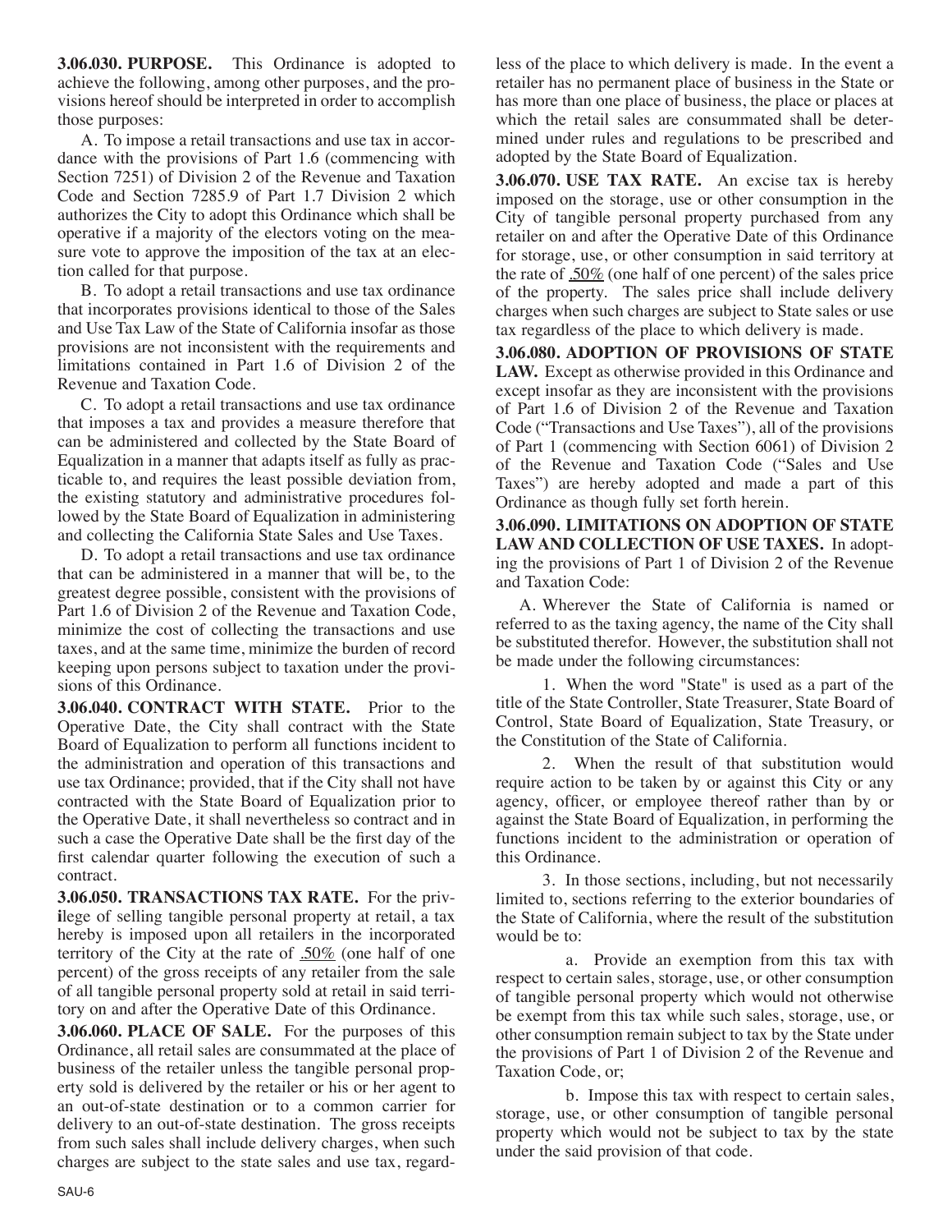**3.06.030. PURPOSE.** This Ordinance is adopted to achieve the following, among other purposes, and the provisions hereof should be interpreted in order to accomplish those purposes:

A. To impose a retail transactions and use tax in accordance with the provisions of Part 1.6 (commencing with Section 7251) of Division 2 of the Revenue and Taxation Code and Section 7285.9 of Part 1.7 Division 2 which authorizes the City to adopt this Ordinance which shall be operative if a majority of the electors voting on the measure vote to approve the imposition of the tax at an election called for that purpose.

B. To adopt a retail transactions and use tax ordinance that incorporates provisions identical to those of the Sales and Use Tax Law of the State of California insofar as those provisions are not inconsistent with the requirements and limitations contained in Part 1.6 of Division 2 of the Revenue and Taxation Code.

C. To adopt a retail transactions and use tax ordinance that imposes a tax and provides a measure therefore that can be administered and collected by the State Board of Equalization in a manner that adapts itself as fully as practicable to, and requires the least possible deviation from, the existing statutory and administrative procedures followed by the State Board of Equalization in administering and collecting the California State Sales and Use Taxes.

D. To adopt a retail transactions and use tax ordinance that can be administered in a manner that will be, to the greatest degree possible, consistent with the provisions of Part 1.6 of Division 2 of the Revenue and Taxation Code, minimize the cost of collecting the transactions and use taxes, and at the same time, minimize the burden of record keeping upon persons subject to taxation under the provisions of this Ordinance.

**3.06.040. CONTRACT WITH STATE.** Prior to the Operative Date, the City shall contract with the State Board of Equalization to perform all functions incident to the administration and operation of this transactions and use tax Ordinance; provided, that if the City shall not have contracted with the State Board of Equalization prior to the Operative Date, it shall nevertheless so contract and in such a case the Operative Date shall be the first day of the first calendar quarter following the execution of such a contract.

**3.06.050. TRANSACTIONS TAX RATE.** For the privilege of selling tangible personal property at retail, a tax hereby is imposed upon all retailers in the incorporated territory of the City at the rate of .50% (one half of one percent) of the gross receipts of any retailer from the sale of all tangible personal property sold at retail in said territory on and after the Operative Date of this Ordinance.

**3.06.060. PLACE OF SALE.** For the purposes of this Ordinance, all retail sales are consummated at the place of business of the retailer unless the tangible personal property sold is delivered by the retailer or his or her agent to an out-of-state destination or to a common carrier for delivery to an out-of-state destination. The gross receipts from such sales shall include delivery charges, when such charges are subject to the state sales and use tax, regardless of the place to which delivery is made. In the event a retailer has no permanent place of business in the State or has more than one place of business, the place or places at which the retail sales are consummated shall be determined under rules and regulations to be prescribed and adopted by the State Board of Equalization.

**3.06.070. USE TAX RATE.** An excise tax is hereby imposed on the storage, use or other consumption in the City of tangible personal property purchased from any retailer on and after the Operative Date of this Ordinance for storage, use, or other consumption in said territory at the rate of .50% (one half of one percent) of the sales price of the property. The sales price shall include delivery charges when such charges are subject to State sales or use tax regardless of the place to which delivery is made.

**3.06.080. ADOPTION OF PROVISIONS OF STATE LAW.** Except as otherwise provided in this Ordinance and except insofar as they are inconsistent with the provisions of Part 1.6 of Division 2 of the Revenue and Taxation Code ("Transactions and Use Taxes"), all of the provisions of Part 1 (commencing with Section 6061) of Division 2 of the Revenue and Taxation Code ("Sales and Use Taxes") are hereby adopted and made a part of this Ordinance as though fully set forth herein.

**3.06.090. LIMITATIONS ON ADOPTION OF STATE LAW AND COLLECTION OF USE TAXES.** In adopting the provisions of Part 1 of Division 2 of the Revenue and Taxation Code:

A. Wherever the State of California is named or referred to as the taxing agency, the name of the City shall be substituted therefor. However, the substitution shall not be made under the following circumstances:

1. When the word "State" is used as a part of the title of the State Controller, State Treasurer, State Board of Control, State Board of Equalization, State Treasury, or the Constitution of the State of California.

2. When the result of that substitution would require action to be taken by or against this City or any agency, officer, or employee thereof rather than by or against the State Board of Equalization, in performing the functions incident to the administration or operation of this Ordinance.

3. In those sections, including, but not necessarily limited to, sections referring to the exterior boundaries of the State of California, where the result of the substitution would be to:

a. Provide an exemption from this tax with respect to certain sales, storage, use, or other consumption of tangible personal property which would not otherwise be exempt from this tax while such sales, storage, use, or other consumption remain subject to tax by the State under the provisions of Part 1 of Division 2 of the Revenue and Taxation Code, or;

b. Impose this tax with respect to certain sales, storage, use, or other consumption of tangible personal property which would not be subject to tax by the state under the said provision of that code.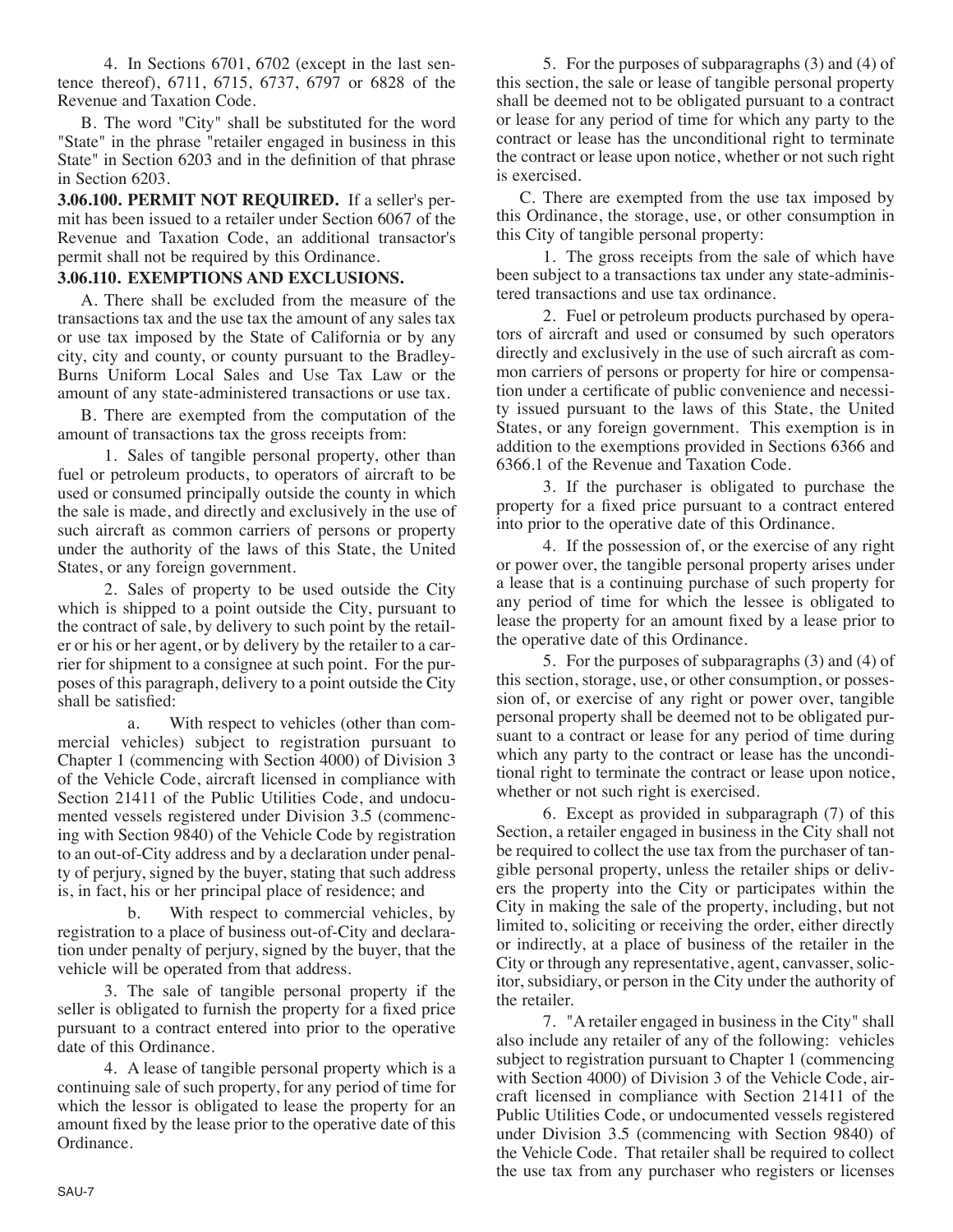4. In Sections 6701, 6702 (except in the last sentence thereof), 6711, 6715, 6737, 6797 or 6828 of the Revenue and Taxation Code.

B. The word "City" shall be substituted for the word "State" in the phrase "retailer engaged in business in this State" in Section 6203 and in the definition of that phrase in Section 6203.

**3.06.100. PERMIT NOT REQUIRED.** If a seller's permit has been issued to a retailer under Section 6067 of the Revenue and Taxation Code, an additional transactor's permit shall not be required by this Ordinance.

**3.06.110. EXEMPTIONS AND EXCLUSIONS.**

A. There shall be excluded from the measure of the transactions tax and the use tax the amount of any sales tax or use tax imposed by the State of California or by any city, city and county, or county pursuant to the Bradley-Burns Uniform Local Sales and Use Tax Law or the amount of any state-administered transactions or use tax.

B. There are exempted from the computation of the amount of transactions tax the gross receipts from:

1. Sales of tangible personal property, other than fuel or petroleum products, to operators of aircraft to be used or consumed principally outside the county in which the sale is made, and directly and exclusively in the use of such aircraft as common carriers of persons or property under the authority of the laws of this State, the United States, or any foreign government.

2. Sales of property to be used outside the City which is shipped to a point outside the City, pursuant to the contract of sale, by delivery to such point by the retailer or his or her agent, or by delivery by the retailer to a carrier for shipment to a consignee at such point. For the purposes of this paragraph, delivery to a point outside the City shall be satisfied:

a. With respect to vehicles (other than commercial vehicles) subject to registration pursuant to Chapter 1 (commencing with Section 4000) of Division 3 of the Vehicle Code, aircraft licensed in compliance with Section 21411 of the Public Utilities Code, and undocumented vessels registered under Division 3.5 (commencing with Section 9840) of the Vehicle Code by registration to an out-of-City address and by a declaration under penalty of perjury, signed by the buyer, stating that such address is, in fact, his or her principal place of residence; and

b. With respect to commercial vehicles, by registration to a place of business out-of-City and declaration under penalty of perjury, signed by the buyer, that the vehicle will be operated from that address.

3. The sale of tangible personal property if the seller is obligated to furnish the property for a fixed price pursuant to a contract entered into prior to the operative date of this Ordinance.

4. A lease of tangible personal property which is a continuing sale of such property, for any period of time for which the lessor is obligated to lease the property for an amount fixed by the lease prior to the operative date of this Ordinance.

5. For the purposes of subparagraphs (3) and (4) of this section, the sale or lease of tangible personal property shall be deemed not to be obligated pursuant to a contract or lease for any period of time for which any party to the contract or lease has the unconditional right to terminate the contract or lease upon notice, whether or not such right is exercised.

C. There are exempted from the use tax imposed by this Ordinance, the storage, use, or other consumption in this City of tangible personal property:

1. The gross receipts from the sale of which have been subject to a transactions tax under any state-administered transactions and use tax ordinance.

2. Fuel or petroleum products purchased by operators of aircraft and used or consumed by such operators directly and exclusively in the use of such aircraft as common carriers of persons or property for hire or compensation under a certificate of public convenience and necessity issued pursuant to the laws of this State, the United States, or any foreign government. This exemption is in addition to the exemptions provided in Sections 6366 and 6366.1 of the Revenue and Taxation Code.

3. If the purchaser is obligated to purchase the property for a fixed price pursuant to a contract entered into prior to the operative date of this Ordinance.

4. If the possession of, or the exercise of any right or power over, the tangible personal property arises under a lease that is a continuing purchase of such property for any period of time for which the lessee is obligated to lease the property for an amount fixed by a lease prior to the operative date of this Ordinance.

5. For the purposes of subparagraphs (3) and (4) of this section, storage, use, or other consumption, or possession of, or exercise of any right or power over, tangible personal property shall be deemed not to be obligated pursuant to a contract or lease for any period of time during which any party to the contract or lease has the unconditional right to terminate the contract or lease upon notice, whether or not such right is exercised.

6. Except as provided in subparagraph (7) of this Section, a retailer engaged in business in the City shall not be required to collect the use tax from the purchaser of tangible personal property, unless the retailer ships or delivers the property into the City or participates within the City in making the sale of the property, including, but not limited to, soliciting or receiving the order, either directly or indirectly, at a place of business of the retailer in the City or through any representative, agent, canvasser, solicitor, subsidiary, or person in the City under the authority of the retailer.

7. "A retailer engaged in business in the City" shall also include any retailer of any of the following: vehicles subject to registration pursuant to Chapter 1 (commencing with Section 4000) of Division 3 of the Vehicle Code, aircraft licensed in compliance with Section 21411 of the Public Utilities Code, or undocumented vessels registered under Division 3.5 (commencing with Section 9840) of the Vehicle Code. That retailer shall be required to collect the use tax from any purchaser who registers or licenses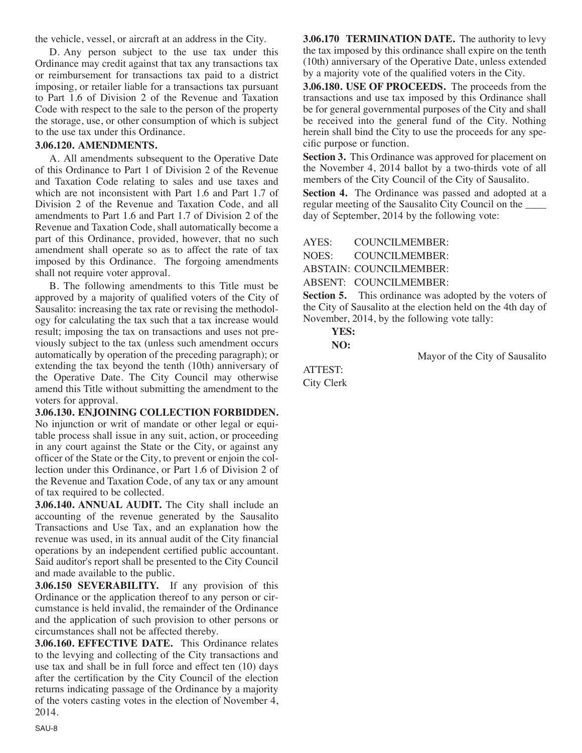the vehicle, vessel, or aircraft at an address in the City.

D. Any person subject to the use tax under this Ordinance may credit against that tax any transactions tax or reimbursement for transactions tax paid to a district imposing, or retailer liable for a transactions tax pursuant to Part 1.6 of Division 2 of the Revenue and Taxation Code with respect to the sale to the person of the property the storage, use, or other consumption of which is subject to the use tax under this Ordinance.

**3.06.120. AMENDMENTS.**

A. All amendments subsequent to the Operative Date of this Ordinance to Part 1 of Division 2 of the Revenue and Taxation Code relating to sales and use taxes and which are not inconsistent with Part 1.6 and Part 1.7 of Division 2 of the Revenue and Taxation Code, and all amendments to Part 1.6 and Part 1.7 of Division 2 of the Revenue and Taxation Code, shall automatically become a part of this Ordinance, provided, however, that no such amendment shall operate so as to affect the rate of tax imposed by this Ordinance. The forgoing amendments shall not require voter approval.

B. The following amendments to this Title must be approved by a majority of qualified voters of the City of Sausalito: increasing the tax rate or revising the methodology for calculating the tax such that a tax increase would result; imposing the tax on transactions and uses not previously subject to the tax (unless such amendment occurs automatically by operation of the preceding paragraph); or extending the tax beyond the tenth (10th) anniversary of the Operative Date. The City Council may otherwise amend this Title without submitting the amendment to the voters for approval.

**3.06.130. ENJOINING COLLECTION FORBIDDEN.** No injunction or writ of mandate or other legal or equitable process shall issue in any suit, action, or proceeding in any court against the State or the City, or against any officer of the State or the City, to prevent or enjoin the collection under this Ordinance, or Part 1.6 of Division 2 of the Revenue and Taxation Code, of any tax or any amount of tax required to be collected.

**3.06.140. ANNUAL AUDIT.** The City shall include an accounting of the revenue generated by the Sausalito Transactions and Use Tax, and an explanation how the revenue was used, in its annual audit of the City financial operations by an independent certified public accountant. Said auditor's report shall be presented to the City Council and made available to the public.

**3.06.150 SEVERABILITY.** If any provision of this Ordinance or the application thereof to any person or circumstance is held invalid, the remainder of the Ordinance and the application of such provision to other persons or circumstances shall not be affected thereby.

**3.06.160. EFFECTIVE DATE.** This Ordinance relates to the levying and collecting of the City transactions and use tax and shall be in full force and effect ten (10) days after the certification by the City Council of the election returns indicating passage of the Ordinance by a majority of the voters casting votes in the election of November 4, 2014.

**3.06.170 TERMINATION DATE.** The authority to levy the tax imposed by this ordinance shall expire on the tenth (10th) anniversary of the Operative Date, unless extended by a majority vote of the qualified voters in the City.

**3.06.180. USE OF PROCEEDS.** The proceeds from the transactions and use tax imposed by this Ordinance shall be for general governmental purposes of the City and shall be received into the general fund of the City. Nothing herein shall bind the City to use the proceeds for any specific purpose or function.

**Section 3.** This Ordinance was approved for placement on the November 4, 2014 ballot by a two-thirds vote of all members of the City Council of the City of Sausalito.

**Section 4.** The Ordinance was passed and adopted at a regular meeting of the Sausalito City Council on the ____ day of September, 2014 by the following vote:

AYES: COUNCILMEMBER:

NOES: COUNCILMEMBER:

ABSTAIN: COUNCILMEMBER:

ABSENT: COUNCILMEMBER:

**Section 5.** This ordinance was adopted by the voters of the City of Sausalito at the election held on the 4th day of November, 2014, by the following vote tally:

**YES:**

**NO:**

Mayor of the City of Sausalito

ATTEST:

City Clerk